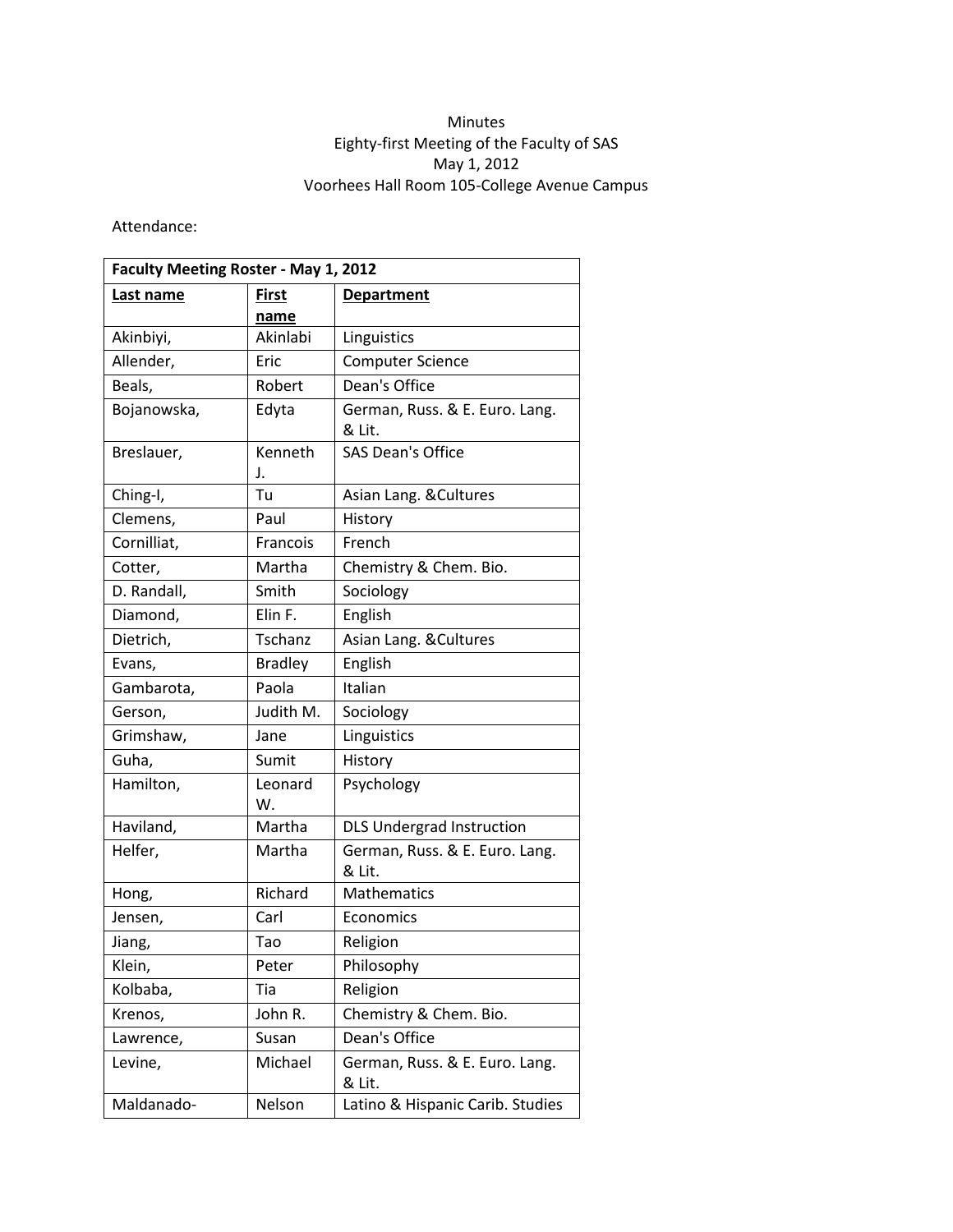Minutes
Eighty-first Meeting of the Faculty of SAS
May 1, 2012
Voorhees Hall Room 105-College Avenue Campus

Attendance:

| Faculty Meeting Roster - May 1, 2012 | | |
|---|---|---|
| **Last name** | **First name** | **Department** |
| Akinbiyi, | Akinlabi | Linguistics |
| Allender, | Eric | Computer Science |
| Beals, | Robert | Dean's Office |
| Bojanowska, | Edyta | German, Russ. & E. Euro. Lang. & Lit. |
| Breslauer, | Kenneth J. | SAS Dean's Office |
| Ching-I, | Tu | Asian Lang. &Cultures |
| Clemens, | Paul | History |
| Cornilliat, | Francois | French |
| Cotter, | Martha | Chemistry & Chem. Bio. |
| D. Randall, | Smith | Sociology |
| Diamond, | Elin F. | English |
| Dietrich, | Tschanz | Asian Lang. &Cultures |
| Evans, | Bradley | English |
| Gambarota, | Paola | Italian |
| Gerson, | Judith M. | Sociology |
| Grimshaw, | Jane | Linguistics |
| Guha, | Sumit | History |
| Hamilton, | Leonard W. | Psychology |
| Haviland, | Martha | DLS Undergrad Instruction |
| Helfer, | Martha | German, Russ. & E. Euro. Lang. & Lit. |
| Hong, | Richard | Mathematics |
| Jensen, | Carl | Economics |
| Jiang, | Tao | Religion |
| Klein, | Peter | Philosophy |
| Kolbaba, | Tia | Religion |
| Krenos, | John R. | Chemistry & Chem. Bio. |
| Lawrence, | Susan | Dean's Office |
| Levine, | Michael | German, Russ. & E. Euro. Lang. & Lit. |
| Maldanado- | Nelson | Latino & Hispanic Carib. Studies |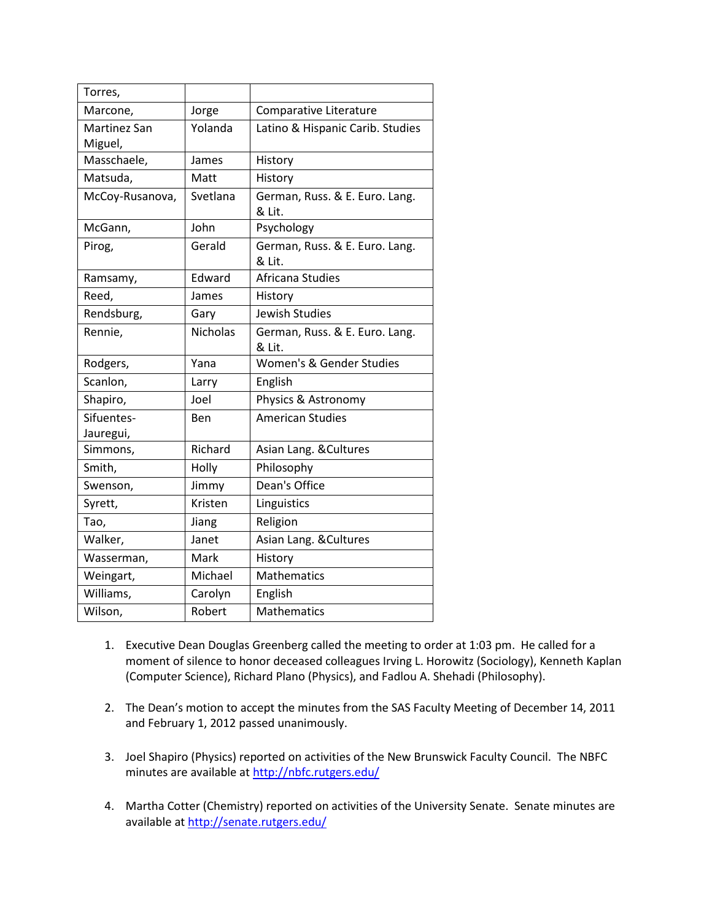| Torres, | | |
|---|---|---|
| Marcone, | Jorge | Comparative Literature |
| Martinez San Miguel, | Yolanda | Latino & Hispanic Carib. Studies |
| Masschaele, | James | History |
| Matsuda, | Matt | History |
| McCoy-Rusanova, | Svetlana | German, Russ. & E. Euro. Lang. & Lit. |
| McGann, | John | Psychology |
| Pirog, | Gerald | German, Russ. & E. Euro. Lang. & Lit. |
| Ramsamy, | Edward | Africana Studies |
| Reed, | James | History |
| Rendsburg, | Gary | Jewish Studies |
| Rennie, | Nicholas | German, Russ. & E. Euro. Lang. & Lit. |
| Rodgers, | Yana | Women's & Gender Studies |
| Scanlon, | Larry | English |
| Shapiro, | Joel | Physics & Astronomy |
| Sifuentes-Jauregui, | Ben | American Studies |
| Simmons, | Richard | Asian Lang. &Cultures |
| Smith, | Holly | Philosophy |
| Swenson, | Jimmy | Dean's Office |
| Syrett, | Kristen | Linguistics |
| Tao, | Jiang | Religion |
| Walker, | Janet | Asian Lang. &Cultures |
| Wasserman, | Mark | History |
| Weingart, | Michael | Mathematics |
| Williams, | Carolyn | English |
| Wilson, | Robert | Mathematics |

1. Executive Dean Douglas Greenberg called the meeting to order at 1:03 pm. He called for a moment of silence to honor deceased colleagues Irving L. Horowitz (Sociology), Kenneth Kaplan (Computer Science), Richard Plano (Physics), and Fadlou A. Shehadi (Philosophy).

2. The Dean's motion to accept the minutes from the SAS Faculty Meeting of December 14, 2011 and February 1, 2012 passed unanimously.

3. Joel Shapiro (Physics) reported on activities of the New Brunswick Faculty Council. The NBFC minutes are available at http://nbfc.rutgers.edu/

4. Martha Cotter (Chemistry) reported on activities of the University Senate. Senate minutes are available at http://senate.rutgers.edu/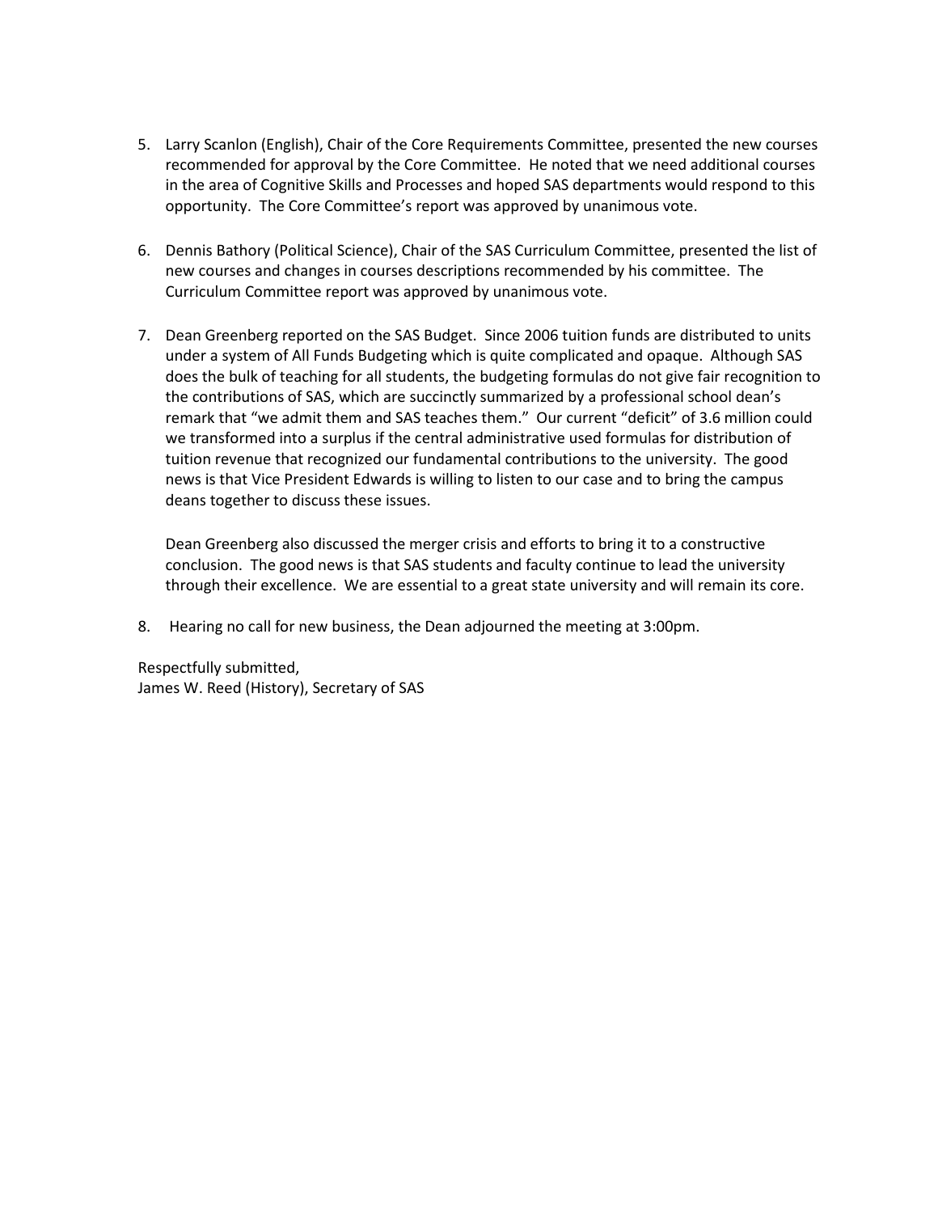5. Larry Scanlon (English), Chair of the Core Requirements Committee, presented the new courses recommended for approval by the Core Committee. He noted that we need additional courses in the area of Cognitive Skills and Processes and hoped SAS departments would respond to this opportunity. The Core Committee's report was approved by unanimous vote.

6. Dennis Bathory (Political Science), Chair of the SAS Curriculum Committee, presented the list of new courses and changes in courses descriptions recommended by his committee. The Curriculum Committee report was approved by unanimous vote.

7. Dean Greenberg reported on the SAS Budget. Since 2006 tuition funds are distributed to units under a system of All Funds Budgeting which is quite complicated and opaque. Although SAS does the bulk of teaching for all students, the budgeting formulas do not give fair recognition to the contributions of SAS, which are succinctly summarized by a professional school dean's remark that "we admit them and SAS teaches them." Our current "deficit" of 3.6 million could we transformed into a surplus if the central administrative used formulas for distribution of tuition revenue that recognized our fundamental contributions to the university. The good news is that Vice President Edwards is willing to listen to our case and to bring the campus deans together to discuss these issues.

   Dean Greenberg also discussed the merger crisis and efforts to bring it to a constructive conclusion. The good news is that SAS students and faculty continue to lead the university through their excellence. We are essential to a great state university and will remain its core.

8. Hearing no call for new business, the Dean adjourned the meeting at 3:00pm.

Respectfully submitted,
James W. Reed (History), Secretary of SAS